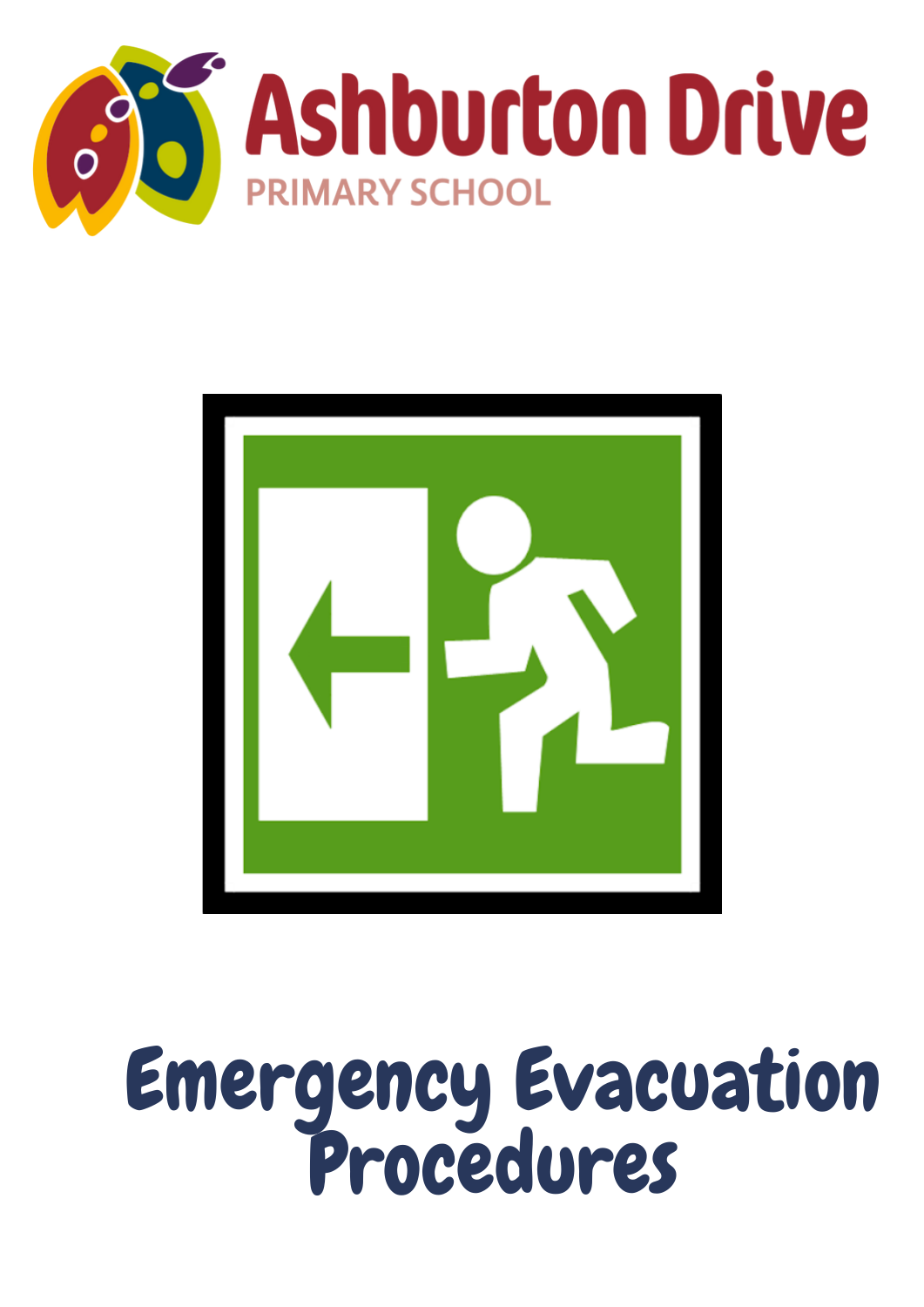# Ashburton Drive

PRIMARY SCHOOL

# Emergency Evacuation Procedures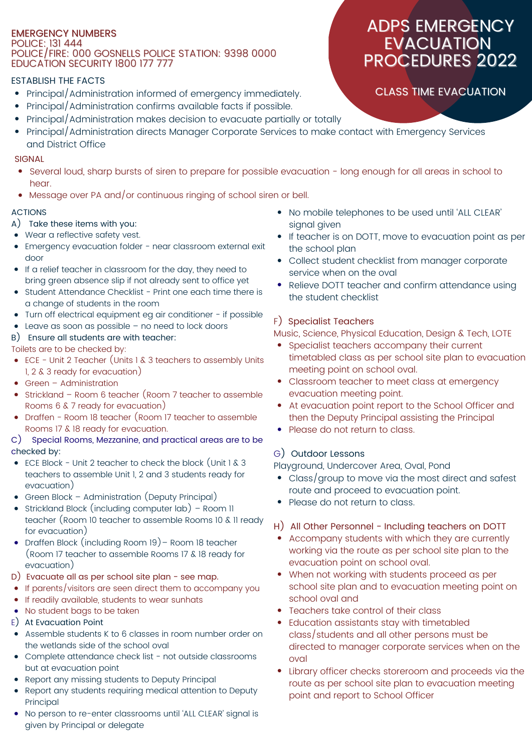# ADPS EMERGENCY EVACUATION PROCEDURES 2022

## CLASS TIME EVACUATION

**EMERGENCY NUMBERS**
POLICE: 131 444
POLICE/FIRE: 000 GOSNELLS POLICE STATION: 9398 0000
EDUCATION SECURITY 1800 177 777

### ESTABLISH THE FACTS

- Principal/Administration informed of emergency immediately.
- Principal/Administration confirms available facts if possible.
- Principal/Administration makes decision to evacuate partially or totally
- Principal/Administration directs Manager Corporate Services to make contact with Emergency Services and District Office

### SIGNAL

- Several loud, sharp bursts of siren to prepare for possible evacuation - long enough for all areas in school to hear.
- Message over PA and/or continuous ringing of school siren or bell.

### ACTIONS

A) Take these items with you:

- Wear a reflective safety vest.
- Emergency evacuation folder - near classroom external exit door
- If a relief teacher in classroom for the day, they need to bring green absence slip if not already sent to office yet
- Student Attendance Checklist - Print one each time there is a change of students in the room
- Turn off electrical equipment eg air conditioner - if possible
- Leave as soon as possible – no need to lock doors

B) Ensure all students are with teacher:

Toilets are to be checked by:

- ECE - Unit 2 Teacher (Units 1 & 3 teachers to assembly Units 1, 2 & 3 ready for evacuation)
- Green – Administration
- Strickland – Room 6 teacher (Room 7 teacher to assemble Rooms 6 & 7 ready for evacuation)
- Draffen - Room 18 teacher (Room 17 teacher to assemble Rooms 17 & 18 ready for evacuation.

C) Special Rooms, Mezzanine, and practical areas are to be checked by:

- ECE Block - Unit 2 teacher to check the block (Unit 1 & 3 teachers to assemble Unit 1, 2 and 3 students ready for evacuation)
- Green Block – Administration (Deputy Principal)
- Strickland Block (including computer lab) – Room 11 teacher (Room 10 teacher to assemble Rooms 10 & 11 ready for evacuation)
- Draffen Block (including Room 19)– Room 18 teacher (Room 17 teacher to assemble Rooms 17 & 18 ready for evacuation)

D) Evacuate all as per school site plan - see map.

- If parents/visitors are seen direct them to accompany you
- If readily available, students to wear sunhats
- No student bags to be taken

E) At Evacuation Point

- Assemble students K to 6 classes in room number order on the wetlands side of the school oval
- Complete attendance check list - not outside classrooms but at evacuation point
- Report any missing students to Deputy Principal
- Report any students requiring medical attention to Deputy Principal
- No person to re-enter classrooms until 'ALL CLEAR' signal is given by Principal or delegate
- No mobile telephones to be used until 'ALL CLEAR' signal given
- If teacher is on DOTT, move to evacuation point as per the school plan
- Collect student checklist from manager corporate service when on the oval
- Relieve DOTT teacher and confirm attendance using the student checklist

F) Specialist Teachers

Music, Science, Physical Education, Design & Tech, LOTE

- Specialist teachers accompany their current timetabled class as per school site plan to evacuation meeting point on school oval.
- Classroom teacher to meet class at emergency evacuation meeting point.
- At evacuation point report to the School Officer and then the Deputy Principal assisting the Principal
- Please do not return to class.

G) Outdoor Lessons

Playground, Undercover Area, Oval, Pond

- Class/group to move via the most direct and safest route and proceed to evacuation point.
- Please do not return to class.

H) All Other Personnel - Including teachers on DOTT

- Accompany students with which they are currently working via the route as per school site plan to the evacuation point on school oval.
- When not working with students proceed as per school site plan and to evacuation meeting point on school oval and
- Teachers take control of their class
- Education assistants stay with timetabled class/students and all other persons must be directed to manager corporate services when on the oval
- Library officer checks storeroom and proceeds via the route as per school site plan to evacuation meeting point and report to School Officer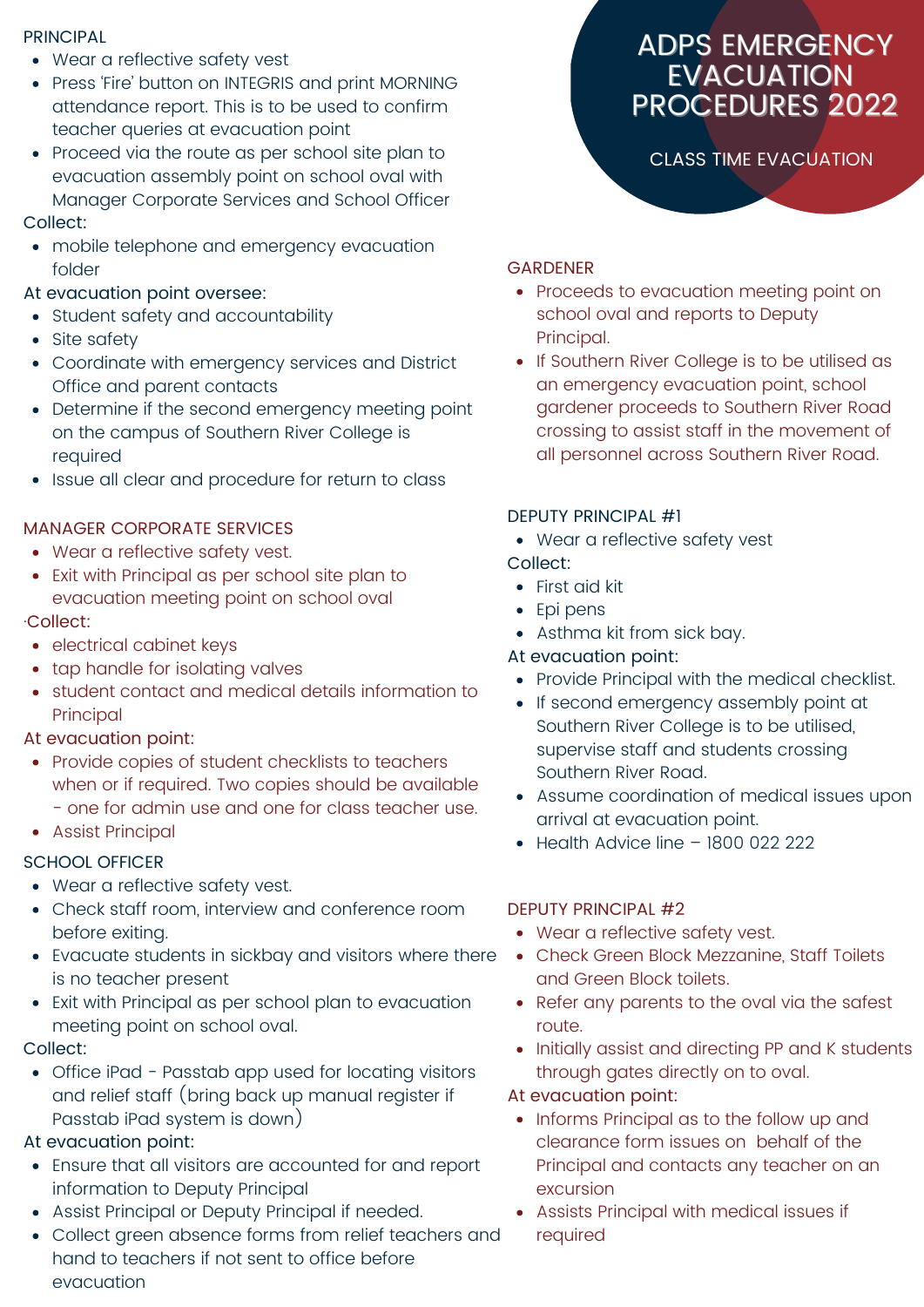# ADPS EMERGENCY EVACUATION PROCEDURES 2022

## CLASS TIME EVACUATION

### PRINCIPAL

- Wear a reflective safety vest
- Press 'Fire' button on INTEGRIS and print MORNING attendance report. This is to be used to confirm teacher queries at evacuation point
- Proceed via the route as per school site plan to evacuation assembly point on school oval with Manager Corporate Services and School Officer

Collect:

- mobile telephone and emergency evacuation folder

At evacuation point oversee:

- Student safety and accountability
- Site safety
- Coordinate with emergency services and District Office and parent contacts
- Determine if the second emergency meeting point on the campus of Southern River College is required
- Issue all clear and procedure for return to class

### MANAGER CORPORATE SERVICES

- Wear a reflective safety vest.
- Exit with Principal as per school site plan to evacuation meeting point on school oval

·Collect:

- electrical cabinet keys
- tap handle for isolating valves
- student contact and medical details information to Principal

At evacuation point:

- Provide copies of student checklists to teachers when or if required. Two copies should be available - one for admin use and one for class teacher use.
- Assist Principal

### SCHOOL OFFICER

- Wear a reflective safety vest.
- Check staff room, interview and conference room before exiting.
- Evacuate students in sickbay and visitors where there is no teacher present
- Exit with Principal as per school plan to evacuation meeting point on school oval.

Collect:

- Office iPad - Passtab app used for locating visitors and relief staff (bring back up manual register if Passtab iPad system is down)

At evacuation point:

- Ensure that all visitors are accounted for and report information to Deputy Principal
- Assist Principal or Deputy Principal if needed.
- Collect green absence forms from relief teachers and hand to teachers if not sent to office before evacuation

### GARDENER

- Proceeds to evacuation meeting point on school oval and reports to Deputy Principal.
- If Southern River College is to be utilised as an emergency evacuation point, school gardener proceeds to Southern River Road crossing to assist staff in the movement of all personnel across Southern River Road.

### DEPUTY PRINCIPAL #1

- Wear a reflective safety vest

Collect:

- First aid kit
- Epi pens
- Asthma kit from sick bay.

At evacuation point:

- Provide Principal with the medical checklist.
- If second emergency assembly point at Southern River College is to be utilised, supervise staff and students crossing Southern River Road.
- Assume coordination of medical issues upon arrival at evacuation point.
- Health Advice line – 1800 022 222

### DEPUTY PRINCIPAL #2

- Wear a reflective safety vest.
- Check Green Block Mezzanine, Staff Toilets and Green Block toilets.
- Refer any parents to the oval via the safest route.
- Initially assist and directing PP and K students through gates directly on to oval.

At evacuation point:

- Informs Principal as to the follow up and clearance form issues on behalf of the Principal and contacts any teacher on an excursion
- Assists Principal with medical issues if required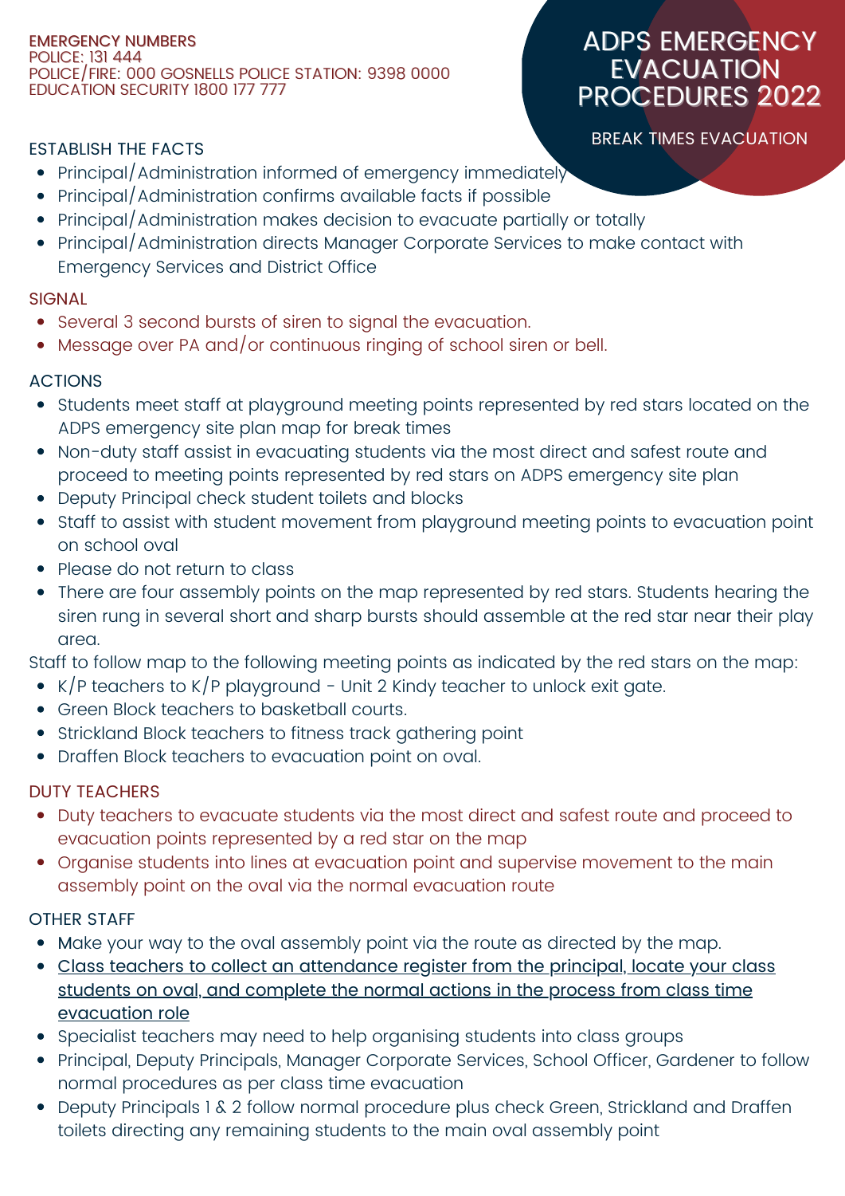EMERGENCY NUMBERS
POLICE: 131 444
POLICE/FIRE: 000 GOSNELLS POLICE STATION: 9398 0000
EDUCATION SECURITY 1800 177 777

# ADPS EMERGENCY EVACUATION PROCEDURES 2022

BREAK TIMES EVACUATION

## ESTABLISH THE FACTS

- Principal/Administration informed of emergency immediately
- Principal/Administration confirms available facts if possible
- Principal/Administration makes decision to evacuate partially or totally
- Principal/Administration directs Manager Corporate Services to make contact with Emergency Services and District Office

## SIGNAL

- Several 3 second bursts of siren to signal the evacuation.
- Message over PA and/or continuous ringing of school siren or bell.

## ACTIONS

- Students meet staff at playground meeting points represented by red stars located on the ADPS emergency site plan map for break times
- Non-duty staff assist in evacuating students via the most direct and safest route and proceed to meeting points represented by red stars on ADPS emergency site plan
- Deputy Principal check student toilets and blocks
- Staff to assist with student movement from playground meeting points to evacuation point on school oval
- Please do not return to class
- There are four assembly points on the map represented by red stars. Students hearing the siren rung in several short and sharp bursts should assemble at the red star near their play area.

Staff to follow map to the following meeting points as indicated by the red stars on the map:

- K/P teachers to K/P playground - Unit 2 Kindy teacher to unlock exit gate.
- Green Block teachers to basketball courts.
- Strickland Block teachers to fitness track gathering point
- Draffen Block teachers to evacuation point on oval.

## DUTY TEACHERS

- Duty teachers to evacuate students via the most direct and safest route and proceed to evacuation points represented by a red star on the map
- Organise students into lines at evacuation point and supervise movement to the main assembly point on the oval via the normal evacuation route

## OTHER STAFF

- Make your way to the oval assembly point via the route as directed by the map.
- <u>Class teachers to collect an attendance register from the principal, locate your class students on oval, and complete the normal actions in the process from class time evacuation role</u>
- Specialist teachers may need to help organising students into class groups
- Principal, Deputy Principals, Manager Corporate Services, School Officer, Gardener to follow normal procedures as per class time evacuation
- Deputy Principals 1 & 2 follow normal procedure plus check Green, Strickland and Draffen toilets directing any remaining students to the main oval assembly point